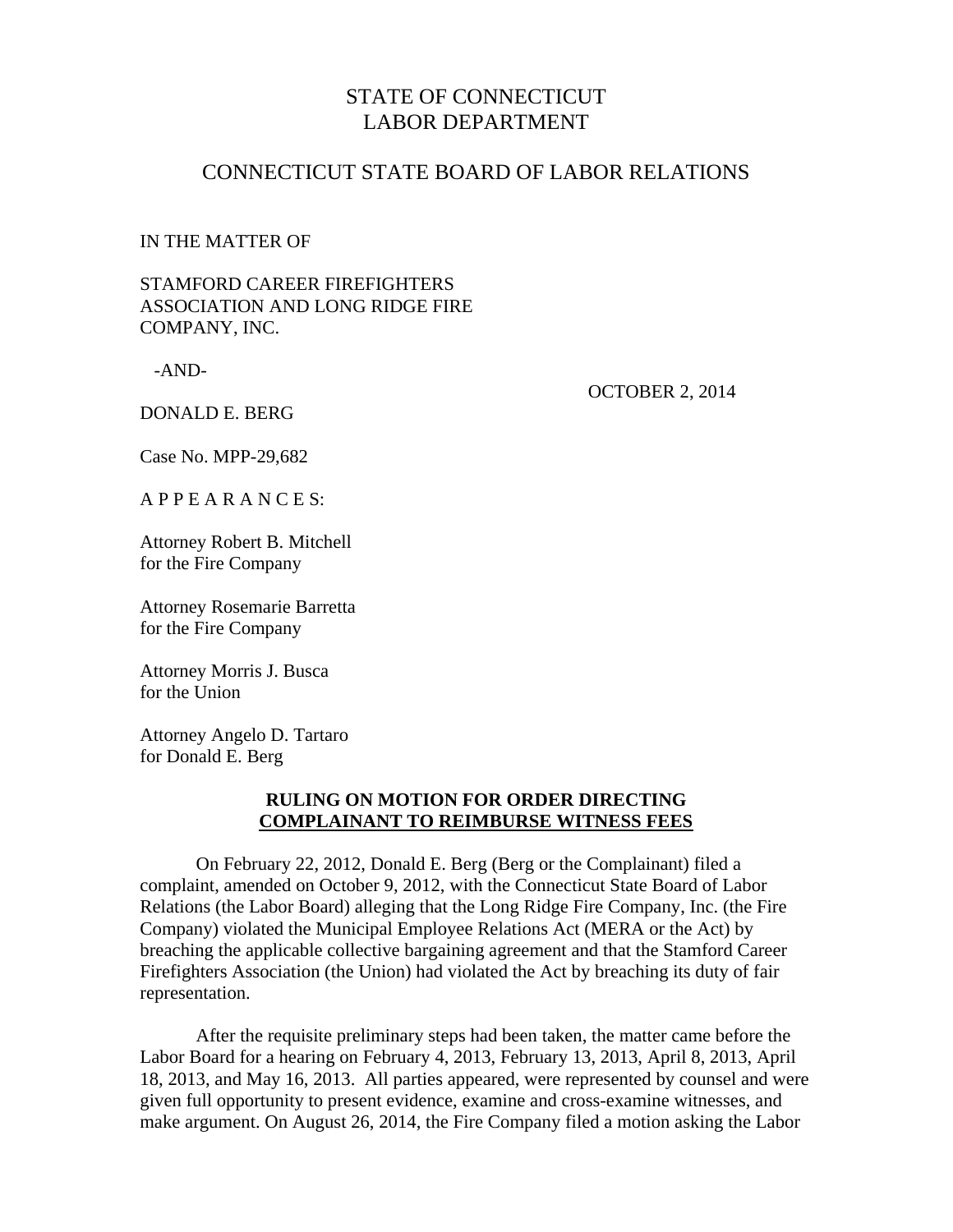# STATE OF CONNECTICUT
# LABOR DEPARTMENT

## CONNECTICUT STATE BOARD OF LABOR RELATIONS

IN THE MATTER OF

STAMFORD CAREER FIREFIGHTERS ASSOCIATION AND LONG RIDGE FIRE COMPANY, INC.

-AND-

DONALD E. BERG

OCTOBER 2, 2014

Case No. MPP-29,682

A P P E A R A N C E S:

Attorney Robert B. Mitchell
for the Fire Company

Attorney Rosemarie Barretta
for the Fire Company

Attorney Morris J. Busca
for the Union

Attorney Angelo D. Tartaro
for Donald E. Berg

**RULING ON MOTION FOR ORDER DIRECTING COMPLAINANT TO REIMBURSE WITNESS FEES**

On February 22, 2012, Donald E. Berg (Berg or the Complainant) filed a complaint, amended on October 9, 2012, with the Connecticut State Board of Labor Relations (the Labor Board) alleging that the Long Ridge Fire Company, Inc. (the Fire Company) violated the Municipal Employee Relations Act (MERA or the Act) by breaching the applicable collective bargaining agreement and that the Stamford Career Firefighters Association (the Union) had violated the Act by breaching its duty of fair representation.

After the requisite preliminary steps had been taken, the matter came before the Labor Board for a hearing on February 4, 2013, February 13, 2013, April 8, 2013, April 18, 2013, and May 16, 2013. All parties appeared, were represented by counsel and were given full opportunity to present evidence, examine and cross-examine witnesses, and make argument. On August 26, 2014, the Fire Company filed a motion asking the Labor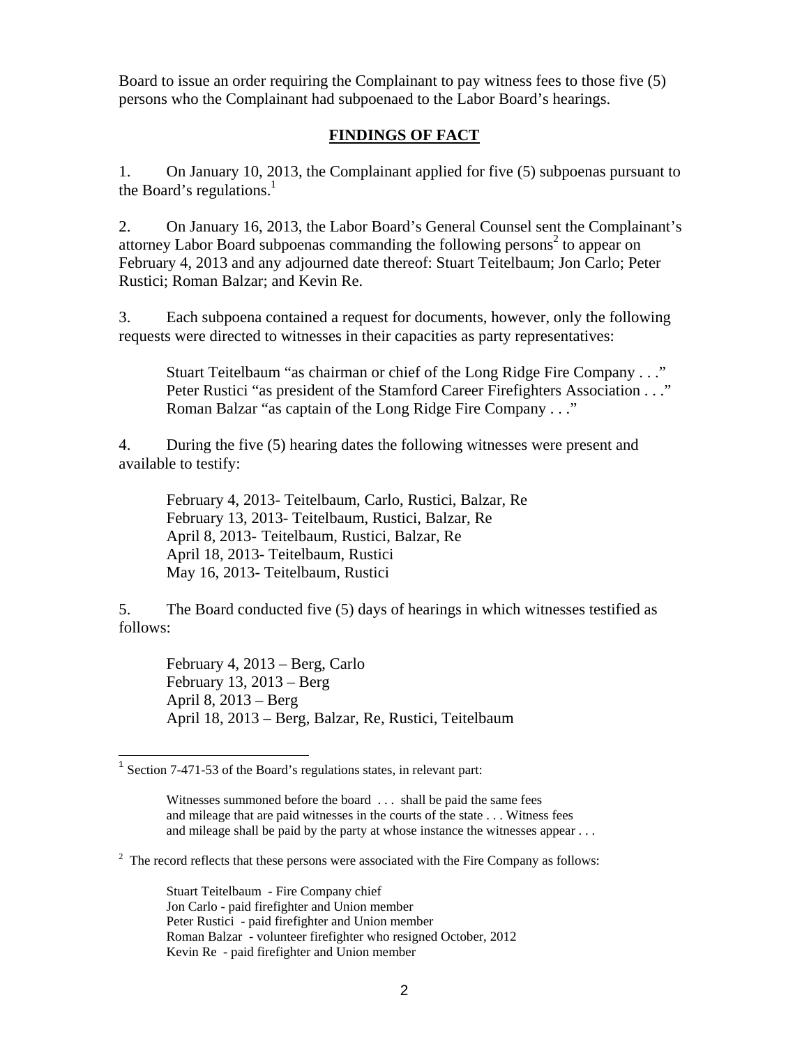Board to issue an order requiring the Complainant to pay witness fees to those five (5) persons who the Complainant had subpoenaed to the Labor Board's hearings.

## FINDINGS OF FACT

1. On January 10, 2013, the Complainant applied for five (5) subpoenas pursuant to the Board's regulations.[1]

2. On January 16, 2013, the Labor Board's General Counsel sent the Complainant's attorney Labor Board subpoenas commanding the following persons[2] to appear on February 4, 2013 and any adjourned date thereof: Stuart Teitelbaum; Jon Carlo; Peter Rustici; Roman Balzar; and Kevin Re.

3. Each subpoena contained a request for documents, however, only the following requests were directed to witnesses in their capacities as party representatives:

> Stuart Teitelbaum "as chairman or chief of the Long Ridge Fire Company . . ."
> Peter Rustici "as president of the Stamford Career Firefighters Association . . ."
> Roman Balzar "as captain of the Long Ridge Fire Company . . ."

4. During the five (5) hearing dates the following witnesses were present and available to testify:

> February 4, 2013- Teitelbaum, Carlo, Rustici, Balzar, Re
> February 13, 2013- Teitelbaum, Rustici, Balzar, Re
> April 8, 2013- Teitelbaum, Rustici, Balzar, Re
> April 18, 2013- Teitelbaum, Rustici
> May 16, 2013- Teitelbaum, Rustici

5. The Board conducted five (5) days of hearings in which witnesses testified as follows:

> February 4, 2013 – Berg, Carlo
> February 13, 2013 – Berg
> April 8, 2013 – Berg
> April 18, 2013 – Berg, Balzar, Re, Rustici, Teitelbaum

---

[1] Section 7-471-53 of the Board's regulations states, in relevant part:

> Witnesses summoned before the board . . . shall be paid the same fees and mileage that are paid witnesses in the courts of the state . . . Witness fees and mileage shall be paid by the party at whose instance the witnesses appear . . .

[2] The record reflects that these persons were associated with the Fire Company as follows:

> Stuart Teitelbaum - Fire Company chief
> Jon Carlo - paid firefighter and Union member
> Peter Rustici - paid firefighter and Union member
> Roman Balzar - volunteer firefighter who resigned October, 2012
> Kevin Re - paid firefighter and Union member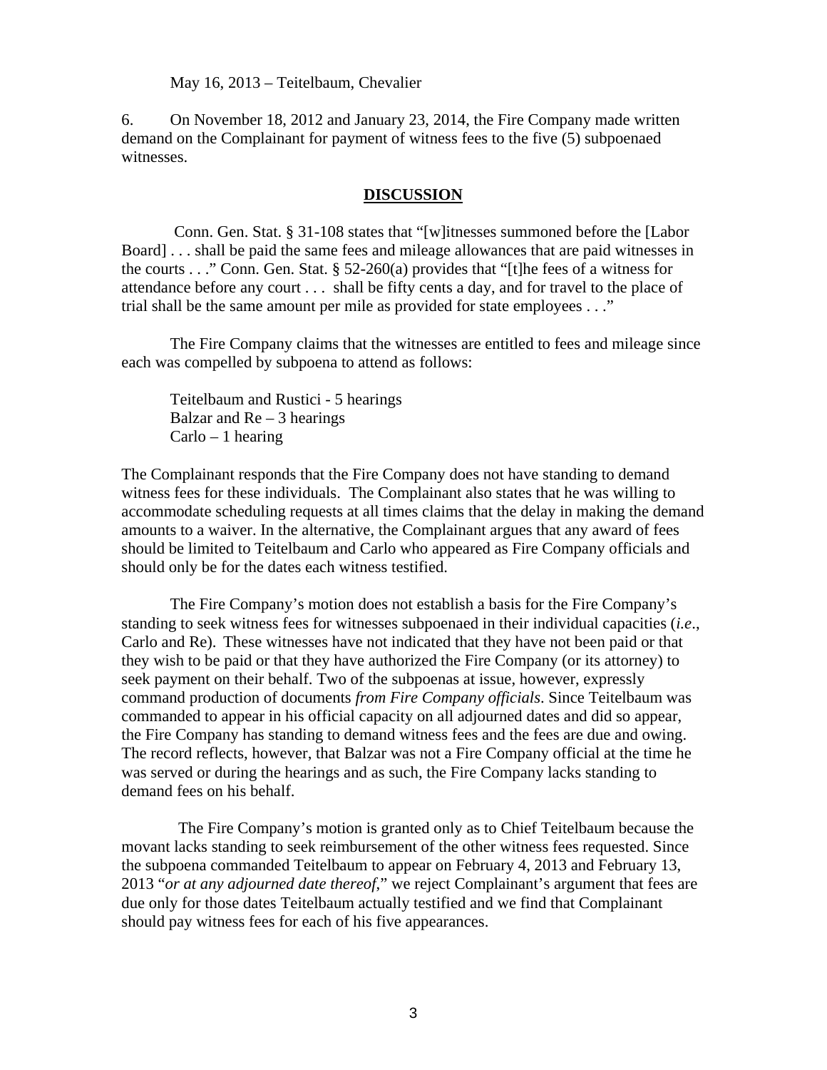May 16, 2013 – Teitelbaum, Chevalier

6. On November 18, 2012 and January 23, 2014, the Fire Company made written demand on the Complainant for payment of witness fees to the five (5) subpoenaed witnesses.

## **DISCUSSION**

Conn. Gen. Stat. § 31-108 states that "[w]itnesses summoned before the [Labor Board] . . . shall be paid the same fees and mileage allowances that are paid witnesses in the courts . . ." Conn. Gen. Stat. § 52-260(a) provides that "[t]he fees of a witness for attendance before any court . . . shall be fifty cents a day, and for travel to the place of trial shall be the same amount per mile as provided for state employees . . ."

The Fire Company claims that the witnesses are entitled to fees and mileage since each was compelled by subpoena to attend as follows:

Teitelbaum and Rustici - 5 hearings
Balzar and Re – 3 hearings
Carlo – 1 hearing

The Complainant responds that the Fire Company does not have standing to demand witness fees for these individuals. The Complainant also states that he was willing to accommodate scheduling requests at all times claims that the delay in making the demand amounts to a waiver. In the alternative, the Complainant argues that any award of fees should be limited to Teitelbaum and Carlo who appeared as Fire Company officials and should only be for the dates each witness testified.

The Fire Company's motion does not establish a basis for the Fire Company's standing to seek witness fees for witnesses subpoenaed in their individual capacities (*i.e*., Carlo and Re). These witnesses have not indicated that they have not been paid or that they wish to be paid or that they have authorized the Fire Company (or its attorney) to seek payment on their behalf. Two of the subpoenas at issue, however, expressly command production of documents *from Fire Company officials*. Since Teitelbaum was commanded to appear in his official capacity on all adjourned dates and did so appear, the Fire Company has standing to demand witness fees and the fees are due and owing. The record reflects, however, that Balzar was not a Fire Company official at the time he was served or during the hearings and as such, the Fire Company lacks standing to demand fees on his behalf.

The Fire Company's motion is granted only as to Chief Teitelbaum because the movant lacks standing to seek reimbursement of the other witness fees requested. Since the subpoena commanded Teitelbaum to appear on February 4, 2013 and February 13, 2013 "*or at any adjourned date thereof*," we reject Complainant's argument that fees are due only for those dates Teitelbaum actually testified and we find that Complainant should pay witness fees for each of his five appearances.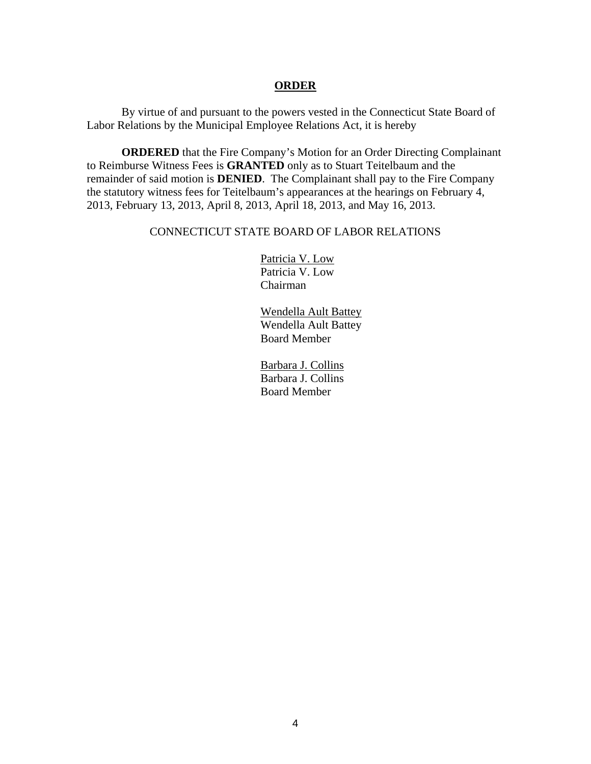## ORDER

By virtue of and pursuant to the powers vested in the Connecticut State Board of Labor Relations by the Municipal Employee Relations Act, it is hereby

**ORDERED** that the Fire Company's Motion for an Order Directing Complainant to Reimburse Witness Fees is **GRANTED** only as to Stuart Teitelbaum and the remainder of said motion is **DENIED**. The Complainant shall pay to the Fire Company the statutory witness fees for Teitelbaum's appearances at the hearings on February 4, 2013, February 13, 2013, April 8, 2013, April 18, 2013, and May 16, 2013.

CONNECTICUT STATE BOARD OF LABOR RELATIONS

Patricia V. Low
Patricia V. Low
Chairman

Wendella Ault Battey
Wendella Ault Battey
Board Member

Barbara J. Collins
Barbara J. Collins
Board Member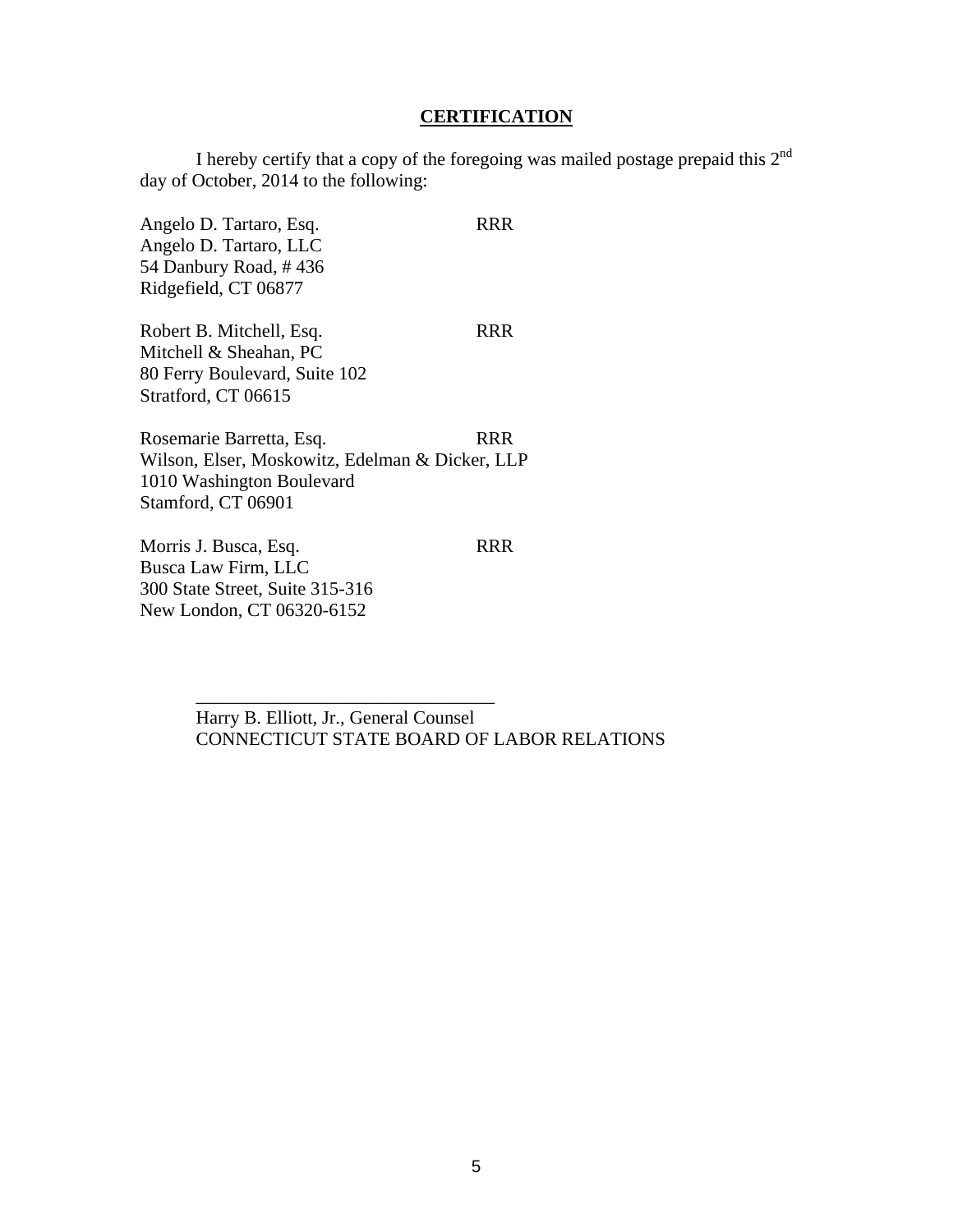**CERTIFICATION**

I hereby certify that a copy of the foregoing was mailed postage prepaid this 2nd day of October, 2014 to the following:

Angelo D. Tartaro, Esq. RRR
Angelo D. Tartaro, LLC
54 Danbury Road, # 436
Ridgefield, CT 06877

Robert B. Mitchell, Esq. RRR
Mitchell & Sheahan, PC
80 Ferry Boulevard, Suite 102
Stratford, CT 06615

Rosemarie Barretta, Esq. RRR
Wilson, Elser, Moskowitz, Edelman & Dicker, LLP
1010 Washington Boulevard
Stamford, CT 06901

Morris J. Busca, Esq. RRR
Busca Law Firm, LLC
300 State Street, Suite 315-316
New London, CT 06320-6152

\_\_\_\_\_\_\_\_\_\_\_\_\_\_\_\_\_\_\_\_\_\_\_\_\_\_\_\_\_\_\_\_

Harry B. Elliott, Jr., General Counsel
CONNECTICUT STATE BOARD OF LABOR RELATIONS